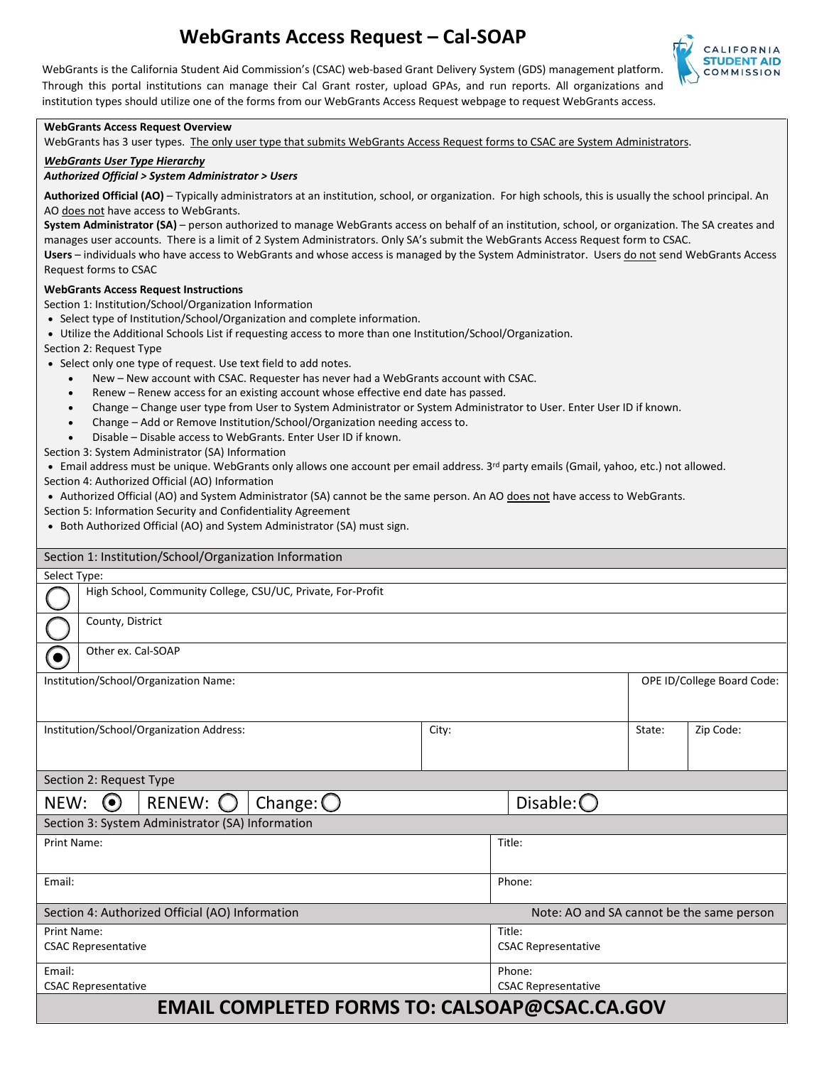# WebGrants Access Request – Cal-SOAP

WebGrants is the California Student Aid Commission's (CSAC) web-based Grant Delivery System (GDS) management platform. Through this portal institutions can manage their Cal Grant roster, upload GPAs, and run reports. All organizations and institution types should utilize one of the forms from our WebGrants Access Request webpage to request WebGrants access.

**WebGrants Access Request Overview**

WebGrants has 3 user types. The only user type that submits WebGrants Access Request forms to CSAC are System Administrators.

***WebGrants User Type Hierarchy***

***Authorized Official > System Administrator > Users***

**Authorized Official (AO)** – Typically administrators at an institution, school, or organization. For high schools, this is usually the school principal. An AO does not have access to WebGrants.

**System Administrator (SA)** – person authorized to manage WebGrants access on behalf of an institution, school, or organization. The SA creates and manages user accounts. There is a limit of 2 System Administrators. Only SA's submit the WebGrants Access Request form to CSAC.

**Users** – individuals who have access to WebGrants and whose access is managed by the System Administrator. Users do not send WebGrants Access Request forms to CSAC

**WebGrants Access Request Instructions**

Section 1: Institution/School/Organization Information

- Select type of Institution/School/Organization and complete information.
- Utilize the Additional Schools List if requesting access to more than one Institution/School/Organization.

Section 2: Request Type

- Select only one type of request. Use text field to add notes.
  - New – New account with CSAC. Requester has never had a WebGrants account with CSAC.
  - Renew – Renew access for an existing account whose effective end date has passed.
  - Change – Change user type from User to System Administrator or System Administrator to User. Enter User ID if known.
  - Change – Add or Remove Institution/School/Organization needing access to.
  - Disable – Disable access to WebGrants. Enter User ID if known.

Section 3: System Administrator (SA) Information

- Email address must be unique. WebGrants only allows one account per email address. 3rd party emails (Gmail, yahoo, etc.) not allowed.

Section 4: Authorized Official (AO) Information

- Authorized Official (AO) and System Administrator (SA) cannot be the same person. An AO does not have access to WebGrants.

Section 5: Information Security and Confidentiality Agreement

- Both Authorized Official (AO) and System Administrator (SA) must sign.

## Section 1: Institution/School/Organization Information

Select Type:

- ○ High School, Community College, CSU/UC, Private, For-Profit
- ○ County, District
- ● Other ex. Cal-SOAP

| Institution/School/Organization Name: | | | OPE ID/College Board Code: |
|---|---|---|---|
| **Institution/School/Organization Address:** | **City:** | **State:** | **Zip Code:** |
| | | | |

## Section 2: Request Type

NEW: ● RENEW: ○ Change: ○ Disable: ○

## Section 3: System Administrator (SA) Information

| Print Name: | Title: |
|---|---|
| Email: | Phone: |

## Section 4: Authorized Official (AO) Information

Note: AO and SA cannot be the same person

| Print Name: CSAC Representative | Title: CSAC Representative |
|---|---|
| Email: CSAC Representative | Phone: CSAC Representative |

**EMAIL COMPLETED FORMS TO: CALSOAP@CSAC.CA.GOV**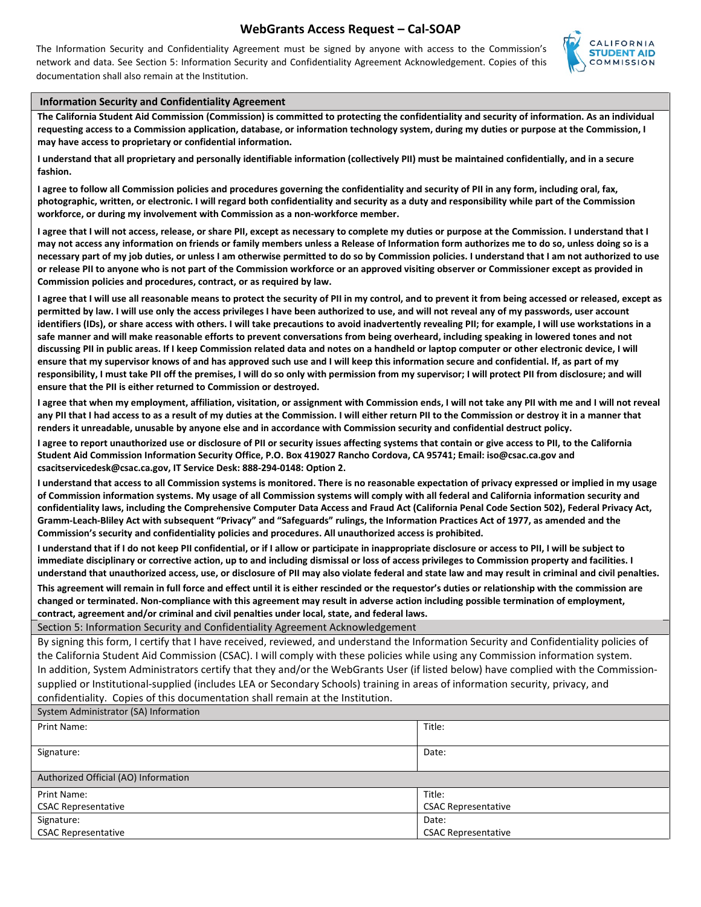# WebGrants Access Request – Cal-SOAP

The Information Security and Confidentiality Agreement must be signed by anyone with access to the Commission's network and data. See Section 5: Information Security and Confidentiality Agreement Acknowledgement. Copies of this documentation shall also remain at the Institution.

## Information Security and Confidentiality Agreement

**The California Student Aid Commission (Commission) is committed to protecting the confidentiality and security of information. As an individual requesting access to a Commission application, database, or information technology system, during my duties or purpose at the Commission, I may have access to proprietary or confidential information.**

**I understand that all proprietary and personally identifiable information (collectively PII) must be maintained confidentially, and in a secure fashion.**

**I agree to follow all Commission policies and procedures governing the confidentiality and security of PII in any form, including oral, fax, photographic, written, or electronic. I will regard both confidentiality and security as a duty and responsibility while part of the Commission workforce, or during my involvement with Commission as a non-workforce member.**

**I agree that I will not access, release, or share PII, except as necessary to complete my duties or purpose at the Commission. I understand that I may not access any information on friends or family members unless a Release of Information form authorizes me to do so, unless doing so is a necessary part of my job duties, or unless I am otherwise permitted to do so by Commission policies. I understand that I am not authorized to use or release PII to anyone who is not part of the Commission workforce or an approved visiting observer or Commissioner except as provided in Commission policies and procedures, contract, or as required by law.**

**I agree that I will use all reasonable means to protect the security of PII in my control, and to prevent it from being accessed or released, except as permitted by law. I will use only the access privileges I have been authorized to use, and will not reveal any of my passwords, user account identifiers (IDs), or share access with others. I will take precautions to avoid inadvertently revealing PII; for example, I will use workstations in a safe manner and will make reasonable efforts to prevent conversations from being overheard, including speaking in lowered tones and not discussing PII in public areas. If I keep Commission related data and notes on a handheld or laptop computer or other electronic device, I will ensure that my supervisor knows of and has approved such use and I will keep this information secure and confidential. If, as part of my responsibility, I must take PII off the premises, I will do so only with permission from my supervisor; I will protect PII from disclosure; and will ensure that the PII is either returned to Commission or destroyed.**

**I agree that when my employment, affiliation, visitation, or assignment with Commission ends, I will not take any PII with me and I will not reveal any PII that I had access to as a result of my duties at the Commission. I will either return PII to the Commission or destroy it in a manner that renders it unreadable, unusable by anyone else and in accordance with Commission security and confidential destruct policy.**

**I agree to report unauthorized use or disclosure of PII or security issues affecting systems that contain or give access to PII, to the California Student Aid Commission Information Security Office, P.O. Box 419027 Rancho Cordova, CA 95741; Email: iso@csac.ca.gov and csacitservicedesk@csac.ca.gov, IT Service Desk: 888-294-0148: Option 2.**

**I understand that access to all Commission systems is monitored. There is no reasonable expectation of privacy expressed or implied in my usage of Commission information systems. My usage of all Commission systems will comply with all federal and California information security and confidentiality laws, including the Comprehensive Computer Data Access and Fraud Act (California Penal Code Section 502), Federal Privacy Act, Gramm-Leach-Bliley Act with subsequent "Privacy" and "Safeguards" rulings, the Information Practices Act of 1977, as amended and the Commission's security and confidentiality policies and procedures. All unauthorized access is prohibited.**

**I understand that if I do not keep PII confidential, or if I allow or participate in inappropriate disclosure or access to PII, I will be subject to immediate disciplinary or corrective action, up to and including dismissal or loss of access privileges to Commission property and facilities. I understand that unauthorized access, use, or disclosure of PII may also violate federal and state law and may result in criminal and civil penalties.**

**This agreement will remain in full force and effect until it is either rescinded or the requestor's duties or relationship with the commission are changed or terminated. Non-compliance with this agreement may result in adverse action including possible termination of employment, contract, agreement and/or criminal and civil penalties under local, state, and federal laws.**

## Section 5: Information Security and Confidentiality Agreement Acknowledgement

By signing this form, I certify that I have received, reviewed, and understand the Information Security and Confidentiality policies of the California Student Aid Commission (CSAC). I will comply with these policies while using any Commission information system. In addition, System Administrators certify that they and/or the WebGrants User (if listed below) have complied with the Commission-supplied or Institutional-supplied (includes LEA or Secondary Schools) training in areas of information security, privacy, and confidentiality. Copies of this documentation shall remain at the Institution.

| System Administrator (SA) Information | |
|---|---|
| Print Name: | Title: |
| Signature: | Date: |

| Authorized Official (AO) Information | |
|---|---|
| Print Name:<br>CSAC Representative | Title:<br>CSAC Representative |
| Signature:<br>CSAC Representative | Date:<br>CSAC Representative |